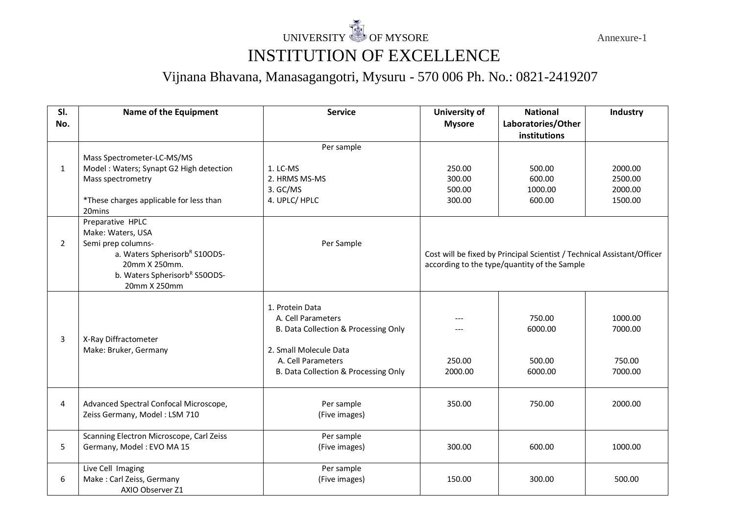UNIVERSITY OF MYSORE

Annexure-1

# INSTITUTION OF EXCELLENCE

## Vijnana Bhavana, Manasagangotri, Mysuru - 570 006 Ph. No.: 0821-2419207

| Sl. No. | Name of the Equipment | Service | University of Mysore | National Laboratories/Other institutions | Industry |
|---|---|---|---|---|---|
| 1 | Mass Spectrometer-LC-MS/MS<br>Model : Waters; Synapt G2 High detection Mass spectrometry<br><br>*These charges applicable for less than 20mins | Per sample<br><br>1. LC-MS<br>2. HRMS MS-MS<br>3. GC/MS<br>4. UPLC/ HPLC | <br><br>250.00<br>300.00<br>500.00<br>300.00 | <br><br>500.00<br>600.00<br>1000.00<br>600.00 | <br><br>2000.00<br>2500.00<br>2000.00<br>1500.00 |
| 2 | Preparative HPLC<br>Make: Waters, USA<br>Semi prep columns-<br>a. Waters Spherisorb[R] S10ODS-20mm X 250mm.<br>b. Waters Spherisorb[R] S50ODS-20mm X 250mm | Per Sample | Cost will be fixed by Principal Scientist / Technical Assistant/Officer according to the type/quantity of the Sample | | |
| 3 | X-Ray Diffractometer<br>Make: Bruker, Germany | 1. Protein Data<br>A. Cell Parameters<br>B. Data Collection & Processing Only<br><br>2. Small Molecule Data<br>A. Cell Parameters<br>B. Data Collection & Processing Only | <br>---<br>---<br><br><br>250.00<br>2000.00 | <br>750.00<br>6000.00<br><br><br>500.00<br>6000.00 | <br>1000.00<br>7000.00<br><br><br>750.00<br>7000.00 |
| 4 | Advanced Spectral Confocal Microscope, Zeiss Germany, Model : LSM 710 | Per sample<br>(Five images) | 350.00 | 750.00 | 2000.00 |
| 5 | Scanning Electron Microscope, Carl Zeiss Germany, Model : EVO MA 15 | Per sample<br>(Five images) | 300.00 | 600.00 | 1000.00 |
| 6 | Live Cell Imaging<br>Make : Carl Zeiss, Germany<br>AXIO Observer Z1 | Per sample<br>(Five images) | 150.00 | 300.00 | 500.00 |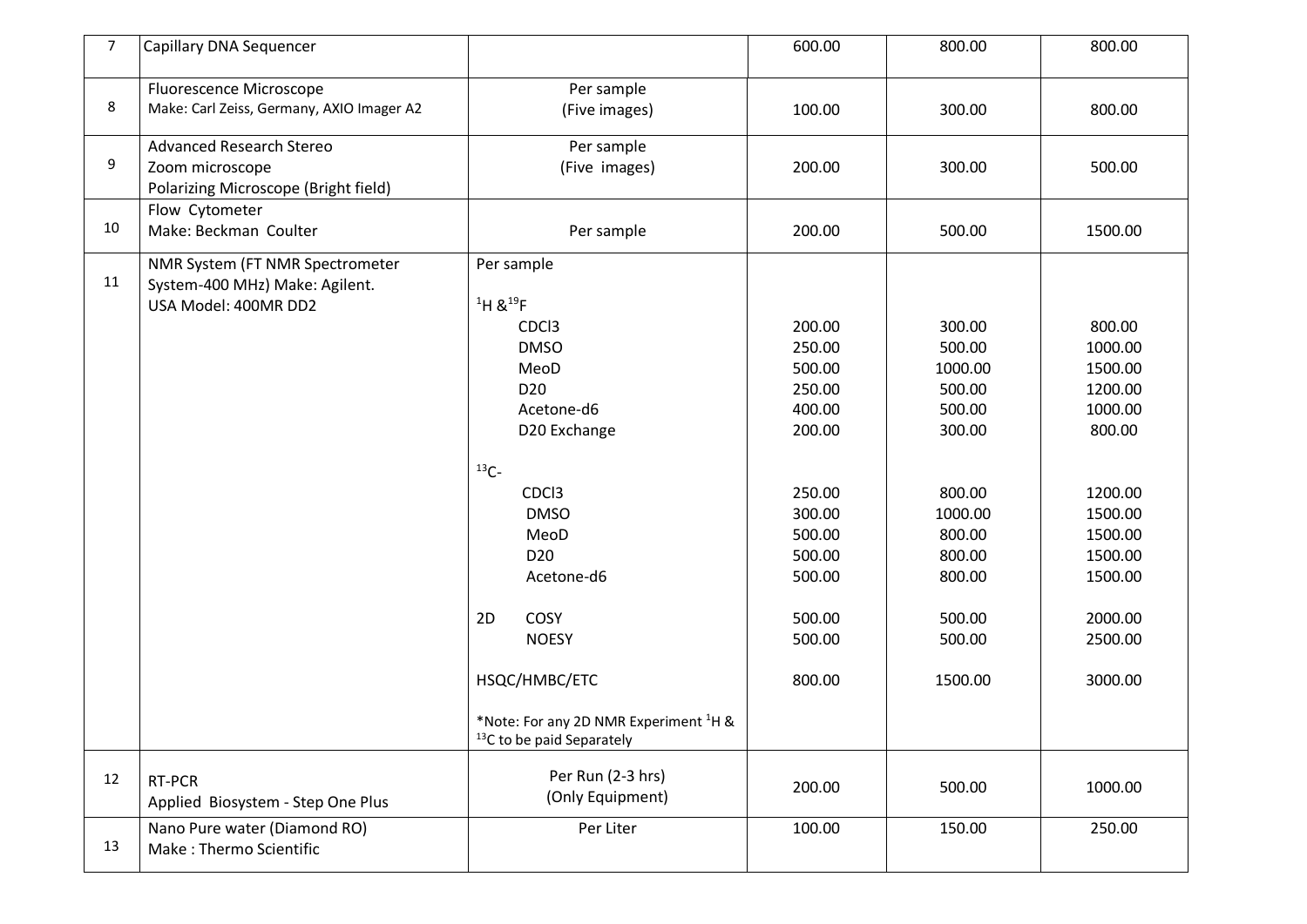| 7 | Capillary DNA Sequencer | | 600.00 | 800.00 | 800.00 |
|---|---|---|---|---|---|
| 8 | Fluorescence Microscope<br>Make: Carl Zeiss, Germany, AXIO Imager A2 | Per sample<br>(Five images) | 100.00 | 300.00 | 800.00 |
| 9 | Advanced Research Stereo<br>Zoom microscope<br>Polarizing Microscope (Bright field) | Per sample<br>(Five images) | 200.00 | 300.00 | 500.00 |
| 10 | Flow Cytometer<br>Make: Beckman Coulter | Per sample | 200.00 | 500.00 | 1500.00 |
| 11 | NMR System (FT NMR Spectrometer System-400 MHz) Make: Agilent. USA Model: 400MR DD2 | Per sample | | | |
| | | $^{1}H$ & $^{19}F$ | | | |
| | | CDCl3 | 200.00 | 300.00 | 800.00 |
| | | DMSO | 250.00 | 500.00 | 1000.00 |
| | | MeoD | 500.00 | 1000.00 | 1500.00 |
| | | D20 | 250.00 | 500.00 | 1200.00 |
| | | Acetone-d6 | 400.00 | 500.00 | 1000.00 |
| | | D20 Exchange | 200.00 | 300.00 | 800.00 |
| | | $^{13}C$- | | | |
| | | CDCl3 | 250.00 | 800.00 | 1200.00 |
| | | DMSO | 300.00 | 1000.00 | 1500.00 |
| | | MeoD | 500.00 | 800.00 | 1500.00 |
| | | D20 | 500.00 | 800.00 | 1500.00 |
| | | Acetone-d6 | 500.00 | 800.00 | 1500.00 |
| | | 2D COSY | 500.00 | 500.00 | 2000.00 |
| | | NOESY | 500.00 | 500.00 | 2500.00 |
| | | HSQC/HMBC/ETC | 800.00 | 1500.00 | 3000.00 |
| | | *Note: For any 2D NMR Experiment $^{1}H$ & $^{13}C$ to be paid Separately | | | |
| 12 | RT-PCR<br>Applied Biosystem - Step One Plus | Per Run (2-3 hrs)<br>(Only Equipment) | 200.00 | 500.00 | 1000.00 |
| 13 | Nano Pure water (Diamond RO)<br>Make : Thermo Scientific | Per Liter | 100.00 | 150.00 | 250.00 |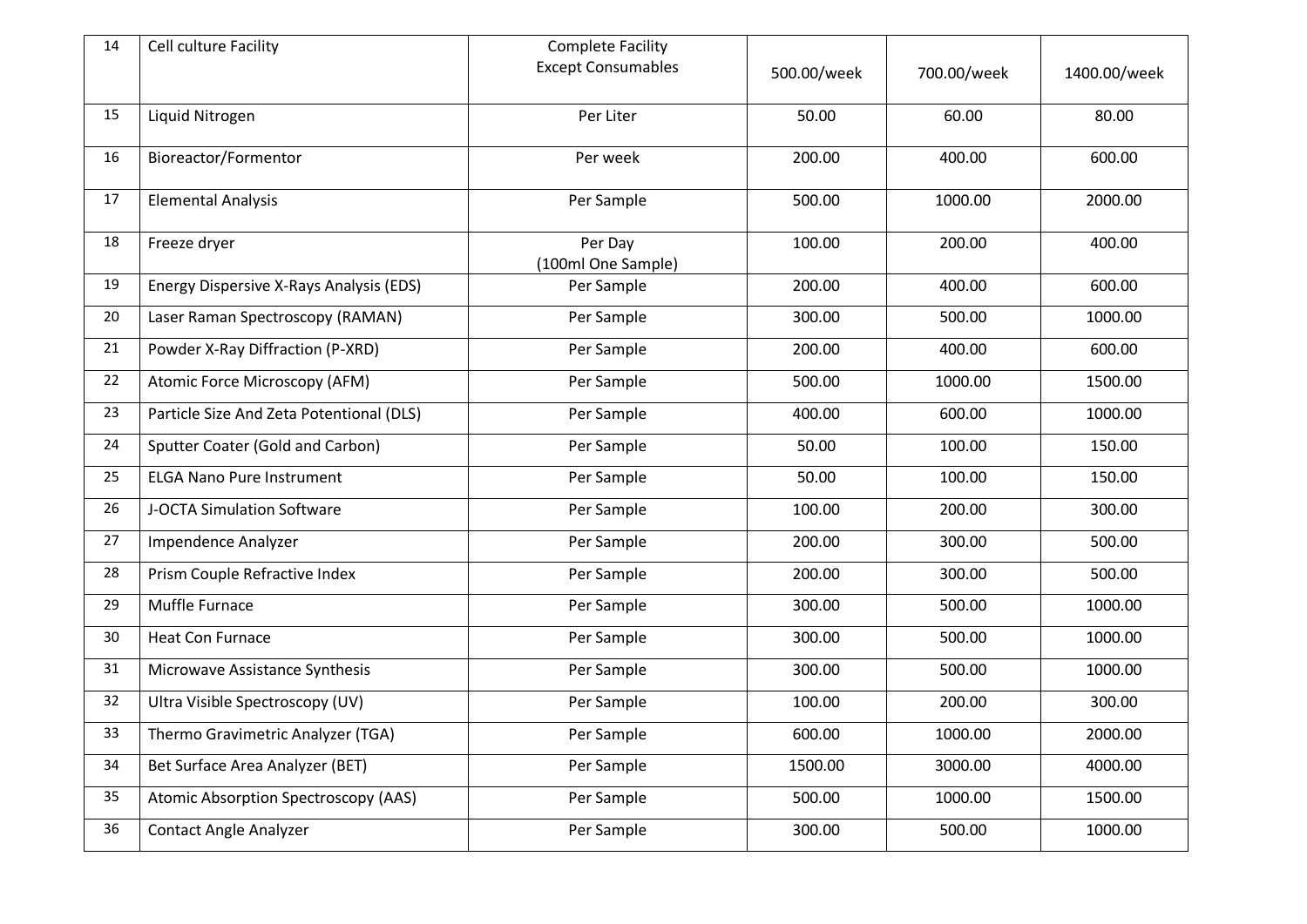| 14 | Cell culture Facility | Complete Facility Except Consumables | 500.00/week | 700.00/week | 1400.00/week |
|---|---|---|---|---|---|
| 15 | Liquid Nitrogen | Per Liter | 50.00 | 60.00 | 80.00 |
| 16 | Bioreactor/Formentor | Per week | 200.00 | 400.00 | 600.00 |
| 17 | Elemental Analysis | Per Sample | 500.00 | 1000.00 | 2000.00 |
| 18 | Freeze dryer | Per Day (100ml One Sample) | 100.00 | 200.00 | 400.00 |
| 19 | Energy Dispersive X-Rays Analysis (EDS) | Per Sample | 200.00 | 400.00 | 600.00 |
| 20 | Laser Raman Spectroscopy (RAMAN) | Per Sample | 300.00 | 500.00 | 1000.00 |
| 21 | Powder X-Ray Diffraction (P-XRD) | Per Sample | 200.00 | 400.00 | 600.00 |
| 22 | Atomic Force Microscopy (AFM) | Per Sample | 500.00 | 1000.00 | 1500.00 |
| 23 | Particle Size And Zeta Potentional (DLS) | Per Sample | 400.00 | 600.00 | 1000.00 |
| 24 | Sputter Coater (Gold and Carbon) | Per Sample | 50.00 | 100.00 | 150.00 |
| 25 | ELGA Nano Pure Instrument | Per Sample | 50.00 | 100.00 | 150.00 |
| 26 | J-OCTA Simulation Software | Per Sample | 100.00 | 200.00 | 300.00 |
| 27 | Impendence Analyzer | Per Sample | 200.00 | 300.00 | 500.00 |
| 28 | Prism Couple Refractive Index | Per Sample | 200.00 | 300.00 | 500.00 |
| 29 | Muffle Furnace | Per Sample | 300.00 | 500.00 | 1000.00 |
| 30 | Heat Con Furnace | Per Sample | 300.00 | 500.00 | 1000.00 |
| 31 | Microwave Assistance Synthesis | Per Sample | 300.00 | 500.00 | 1000.00 |
| 32 | Ultra Visible Spectroscopy (UV) | Per Sample | 100.00 | 200.00 | 300.00 |
| 33 | Thermo Gravimetric Analyzer (TGA) | Per Sample | 600.00 | 1000.00 | 2000.00 |
| 34 | Bet Surface Area Analyzer (BET) | Per Sample | 1500.00 | 3000.00 | 4000.00 |
| 35 | Atomic Absorption Spectroscopy (AAS) | Per Sample | 500.00 | 1000.00 | 1500.00 |
| 36 | Contact Angle Analyzer | Per Sample | 300.00 | 500.00 | 1000.00 |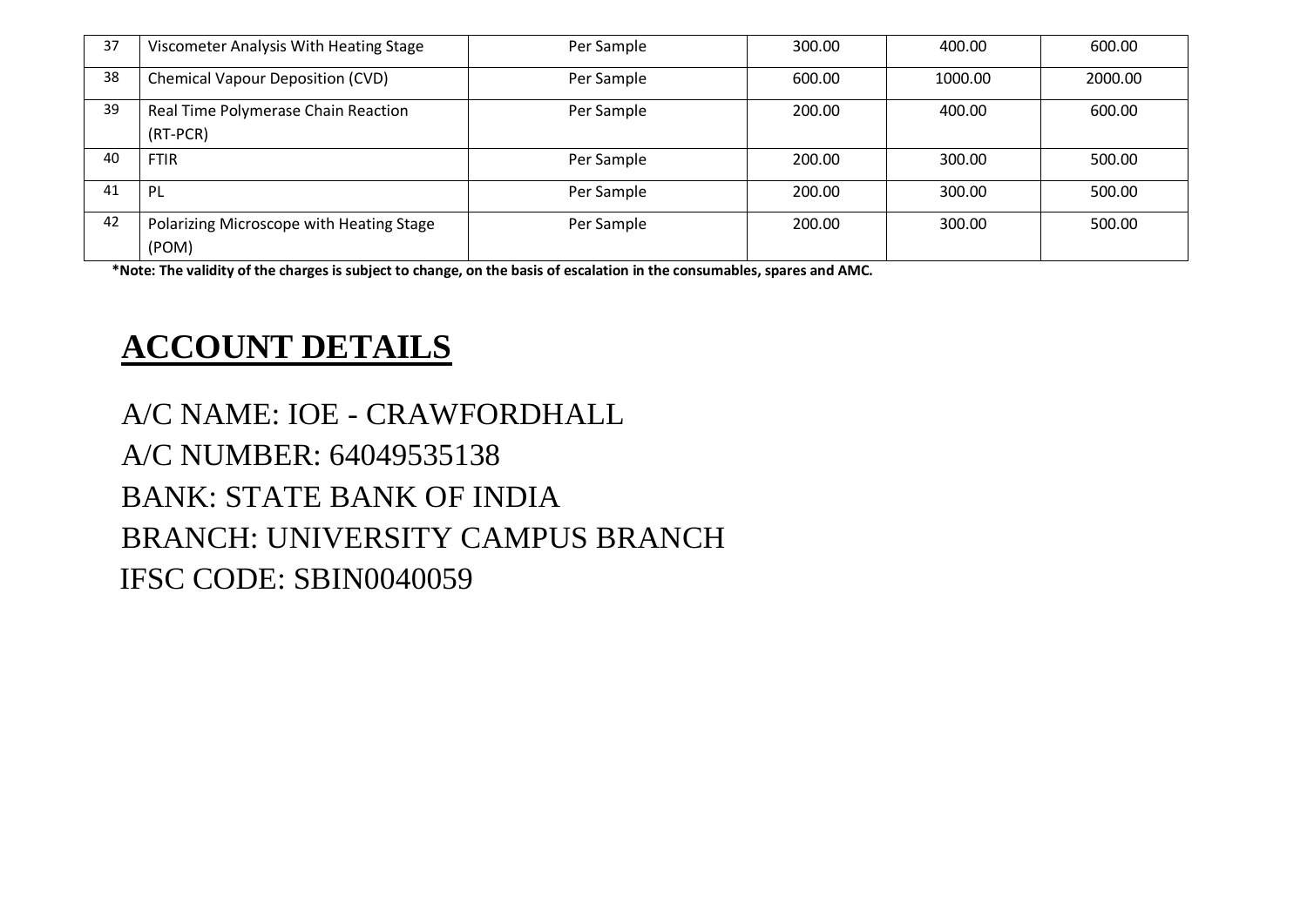| | | | | | |
|---|---|---|---|---|---|
| 37 | Viscometer Analysis With Heating Stage | Per Sample | 300.00 | 400.00 | 600.00 |
| 38 | Chemical Vapour Deposition (CVD) | Per Sample | 600.00 | 1000.00 | 2000.00 |
| 39 | Real Time Polymerase Chain Reaction (RT-PCR) | Per Sample | 200.00 | 400.00 | 600.00 |
| 40 | FTIR | Per Sample | 200.00 | 300.00 | 500.00 |
| 41 | PL | Per Sample | 200.00 | 300.00 | 500.00 |
| 42 | Polarizing Microscope with Heating Stage (POM) | Per Sample | 200.00 | 300.00 | 500.00 |

***Note: The validity of the charges is subject to change, on the basis of escalation in the consumables, spares and AMC.**

# ACCOUNT DETAILS

A/C NAME: IOE - CRAWFORDHALL

A/C NUMBER: 64049535138

BANK: STATE BANK OF INDIA

BRANCH: UNIVERSITY CAMPUS BRANCH

IFSC CODE: SBIN0040059